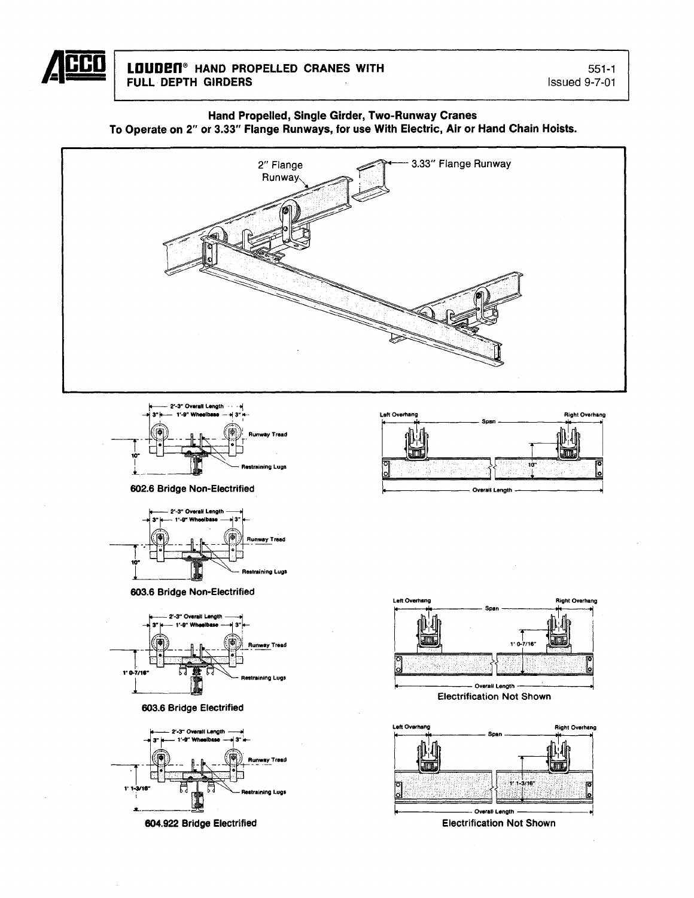# LOUDEN® HAND PROPELLED CRANES WITH FULL DEPTH GIRDERS

551-1
Issued 9-7-01

## Hand Propelled, Single Girder, Two-Runway Cranes
## To Operate on 2" or 3.33" Flange Runways, for use With Electric, Air or Hand Chain Hoists.

2" Flange Runway

3.33" Flange Runway

2'-3" Overall Length
3" | 1'-9" Wheelbase | 3"
Runway Tread
10"
Restraining Lugs

**602.6 Bridge Non-Electrified**

Left Overhang | Span | Right Overhang
10"
Overall Length

2'-3" Overall Length
3" | 1'-9" Wheelbase | 3"
Runway Tread
10"
Restraining Lugs

**603.6 Bridge Non-Electrified**

2'-3" Overall Length
3" | 1'-9" Wheelbase | 3"
Runway Tread
1' 0-7/16"
Restraining Lugs

**603.6 Bridge Electrified**

Left Overhang | Span | Right Overhang
1' 0-7/16"
Overall Length

Electrification Not Shown

2'-3" Overall Length
3" | 1'-9" Wheelbase | 3"
Runway Tread
1' 1-3/16"
Restraining Lugs

**604.922 Bridge Electrified**

Left Overhang | Span | Right Overhang
1' 1-3/16"
Overall Length

Electrification Not Shown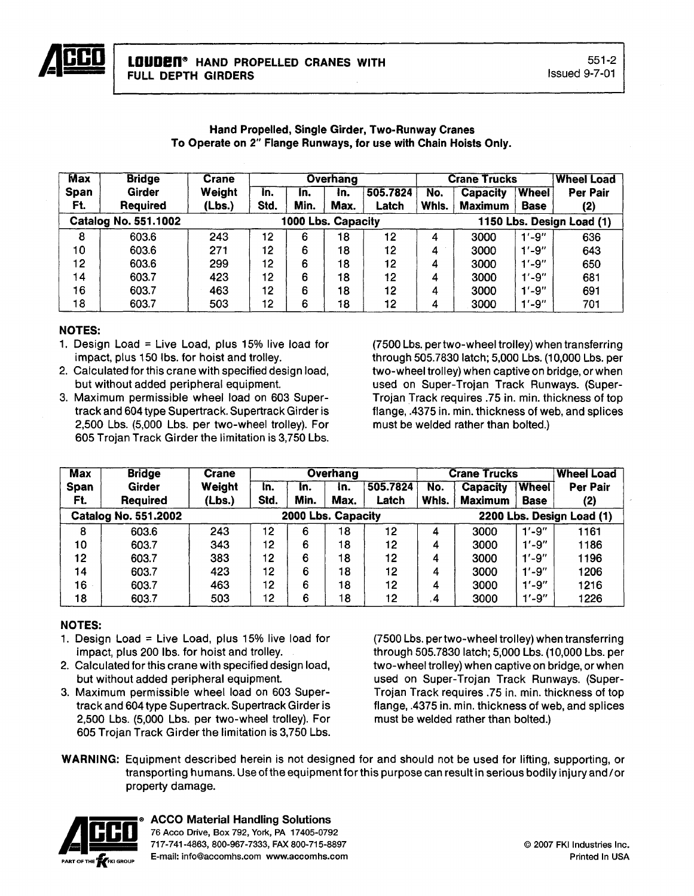# LOUDEN® HAND PROPELLED CRANES WITH FULL DEPTH GIRDERS

551-2
Issued 9-7-01

**Hand Propelled, Single Girder, Two-Runway Cranes**
**To Operate on 2" Flange Runways, for use with Chain Hoists Only.**

| Max Span Ft. | Bridge Girder Required | Crane Weight (Lbs.) | Overhang In. Std. | Overhang In. Min. | Overhang In. Max. | Overhang 505.7824 Latch | Crane Trucks No. Whls. | Crane Trucks Capacity Maximum | Crane Trucks Wheel Base | Wheel Load Per Pair (2) |
|---|---|---|---|---|---|---|---|---|---|---|
| Catalog No. 551.1002 | | | 1000 Lbs. Capacity | | | | 1150 Lbs. Design Load (1) | | | |
| 8 | 603.6 | 243 | 12 | 6 | 18 | 12 | 4 | 3000 | 1'-9" | 636 |
| 10 | 603.6 | 271 | 12 | 6 | 18 | 12 | 4 | 3000 | 1'-9" | 643 |
| 12 | 603.6 | 299 | 12 | 6 | 18 | 12 | 4 | 3000 | 1'-9" | 650 |
| 14 | 603.7 | 423 | 12 | 6 | 18 | 12 | 4 | 3000 | 1'-9" | 681 |
| 16 | 603.7 | 463 | 12 | 6 | 18 | 12 | 4 | 3000 | 1'-9" | 691 |
| 18 | 603.7 | 503 | 12 | 6 | 18 | 12 | 4 | 3000 | 1'-9" | 701 |

**NOTES:**

1. Design Load = Live Load, plus 15% live load for impact, plus 150 lbs. for hoist and trolley.
2. Calculated for this crane with specified design load, but without added peripheral equipment.
3. Maximum permissible wheel load on 603 Supertrack and 604 type Supertrack. Supertrack Girder is 2,500 Lbs. (5,000 Lbs. per two-wheel trolley). For 605 Trojan Track Girder the limitation is 3,750 Lbs. (7500 Lbs. per two-wheel trolley) when transferring through 505.7830 latch; 5,000 Lbs. (10,000 Lbs. per two-wheel trolley) when captive on bridge, or when used on Super-Trojan Track Runways. (Super-Trojan Track requires .75 in. min. thickness of top flange, .4375 in. min. thickness of web, and splices must be welded rather than bolted.)

| Max Span Ft. | Bridge Girder Required | Crane Weight (Lbs.) | Overhang In. Std. | Overhang In. Min. | Overhang In. Max. | Overhang 505.7824 Latch | Crane Trucks No. Whls. | Crane Trucks Capacity Maximum | Crane Trucks Wheel Base | Wheel Load Per Pair (2) |
|---|---|---|---|---|---|---|---|---|---|---|
| Catalog No. 551.2002 | | | 2000 Lbs. Capacity | | | | 2200 Lbs. Design Load (1) | | | |
| 8 | 603.6 | 243 | 12 | 6 | 18 | 12 | 4 | 3000 | 1'-9" | 1161 |
| 10 | 603.7 | 343 | 12 | 6 | 18 | 12 | 4 | 3000 | 1'-9" | 1186 |
| 12 | 603.7 | 383 | 12 | 6 | 18 | 12 | 4 | 3000 | 1'-9" | 1196 |
| 14 | 603.7 | 423 | 12 | 6 | 18 | 12 | 4 | 3000 | 1'-9" | 1206 |
| 16 | 603.7 | 463 | 12 | 6 | 18 | 12 | 4 | 3000 | 1'-9" | 1216 |
| 18 | 603.7 | 503 | 12 | 6 | 18 | 12 | 4 | 3000 | 1'-9" | 1226 |

**NOTES:**

1. Design Load = Live Load, plus 15% live load for impact, plus 200 lbs. for hoist and trolley.
2. Calculated for this crane with specified design load, but without added peripheral equipment.
3. Maximum permissible wheel load on 603 Supertrack and 604 type Supertrack. Supertrack Girder is 2,500 Lbs. (5,000 Lbs. per two-wheel trolley). For 605 Trojan Track Girder the limitation is 3,750 Lbs. (7500 Lbs. per two-wheel trolley) when transferring through 505.7830 latch; 5,000 Lbs. (10,000 Lbs. per two-wheel trolley) when captive on bridge, or when used on Super-Trojan Track Runways. (Super-Trojan Track requires .75 in. min. thickness of top flange, .4375 in. min. thickness of web, and splices must be welded rather than bolted.)

**WARNING:** Equipment described herein is not designed for and should not be used for lifting, supporting, or transporting humans. Use of the equipment for this purpose can result in serious bodily injury and/or property damage.

**ACCO Material Handling Solutions**
76 Acco Drive, Box 792, York, PA 17405-0792
717-741-4863, 800-967-7333, FAX 800-715-8897
E-mail: info@accomhs.com www.accomhs.com

PART OF THE FKI GROUP

© 2007 FKI Industries Inc.
Printed In USA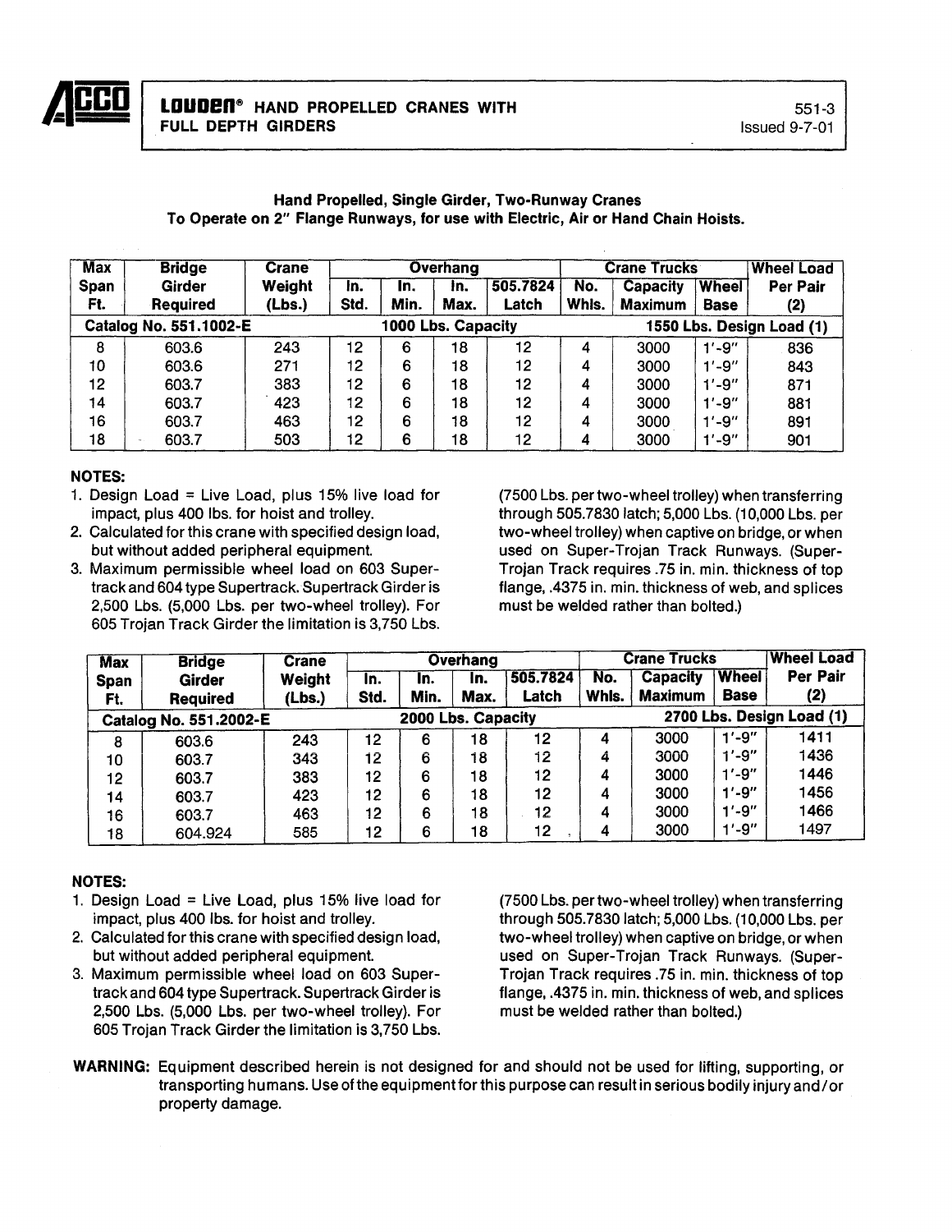**LOUDEN® HAND PROPELLED CRANES WITH FULL DEPTH GIRDERS**

551-3
Issued 9-7-01

### Hand Propelled, Single Girder, Two-Runway Cranes
### To Operate on 2" Flange Runways, for use with Electric, Air or Hand Chain Hoists.

| Max Span Ft. | Bridge Girder Required | Crane Weight (Lbs.) | Overhang In. Std. | Overhang In. Min. | Overhang In. Max. | Overhang 505.7824 Latch | Crane Trucks No. Whls. | Crane Trucks Capacity Maximum | Crane Trucks Wheel Base | Wheel Load Per Pair (2) |
|---|---|---|---|---|---|---|---|---|---|---|
| Catalog No. 551.1002-E | | | 1000 Lbs. Capacity | | | | | 1550 Lbs. Design Load (1) | | |
| 8 | 603.6 | 243 | 12 | 6 | 18 | 12 | 4 | 3000 | 1'-9" | 836 |
| 10 | 603.6 | 271 | 12 | 6 | 18 | 12 | 4 | 3000 | 1'-9" | 843 |
| 12 | 603.7 | 383 | 12 | 6 | 18 | 12 | 4 | 3000 | 1'-9" | 871 |
| 14 | 603.7 | 423 | 12 | 6 | 18 | 12 | 4 | 3000 | 1'-9" | 881 |
| 16 | 603.7 | 463 | 12 | 6 | 18 | 12 | 4 | 3000 | 1'-9" | 891 |
| 18 | 603.7 | 503 | 12 | 6 | 18 | 12 | 4 | 3000 | 1'-9" | 901 |

**NOTES:**

1. Design Load = Live Load, plus 15% live load for impact, plus 400 lbs. for hoist and trolley.
2. Calculated for this crane with specified design load, but without added peripheral equipment.
3. Maximum permissible wheel load on 603 Super-track and 604 type Supertrack. Supertrack Girder is 2,500 Lbs. (5,000 Lbs. per two-wheel trolley). For 605 Trojan Track Girder the limitation is 3,750 Lbs. (7500 Lbs. per two-wheel trolley) when transferring through 505.7830 latch; 5,000 Lbs. (10,000 Lbs. per two-wheel trolley) when captive on bridge, or when used on Super-Trojan Track Runways. (Super-Trojan Track requires .75 in. min. thickness of top flange, .4375 in. min. thickness of web, and splices must be welded rather than bolted.)

| Max Span Ft. | Bridge Girder Required | Crane Weight (Lbs.) | Overhang In. Std. | Overhang In. Min. | Overhang In. Max. | Overhang 505.7824 Latch | Crane Trucks No. Whls. | Crane Trucks Capacity Maximum | Crane Trucks Wheel Base | Wheel Load Per Pair (2) |
|---|---|---|---|---|---|---|---|---|---|---|
| Catalog No. 551.2002-E | | | 2000 Lbs. Capacity | | | | | 2700 Lbs. Design Load (1) | | |
| 8 | 603.6 | 243 | 12 | 6 | 18 | 12 | 4 | 3000 | 1'-9" | 1411 |
| 10 | 603.7 | 343 | 12 | 6 | 18 | 12 | 4 | 3000 | 1'-9" | 1436 |
| 12 | 603.7 | 383 | 12 | 6 | 18 | 12 | 4 | 3000 | 1'-9" | 1446 |
| 14 | 603.7 | 423 | 12 | 6 | 18 | 12 | 4 | 3000 | 1'-9" | 1456 |
| 16 | 603.7 | 463 | 12 | 6 | 18 | 12 | 4 | 3000 | 1'-9" | 1466 |
| 18 | 604.924 | 585 | 12 | 6 | 18 | 12 | 4 | 3000 | 1'-9" | 1497 |

**NOTES:**

1. Design Load = Live Load, plus 15% live load for impact, plus 400 lbs. for hoist and trolley.
2. Calculated for this crane with specified design load, but without added peripheral equipment.
3. Maximum permissible wheel load on 603 Super-track and 604 type Supertrack. Supertrack Girder is 2,500 Lbs. (5,000 Lbs. per two-wheel trolley). For 605 Trojan Track Girder the limitation is 3,750 Lbs. (7500 Lbs. per two-wheel trolley) when transferring through 505.7830 latch; 5,000 Lbs. (10,000 Lbs. per two-wheel trolley) when captive on bridge, or when used on Super-Trojan Track Runways. (Super-Trojan Track requires .75 in. min. thickness of top flange, .4375 in. min. thickness of web, and splices must be welded rather than bolted.)

**WARNING:** Equipment described herein is not designed for and should not be used for lifting, supporting, or transporting humans. Use of the equipment for this purpose can result in serious bodily injury and/or property damage.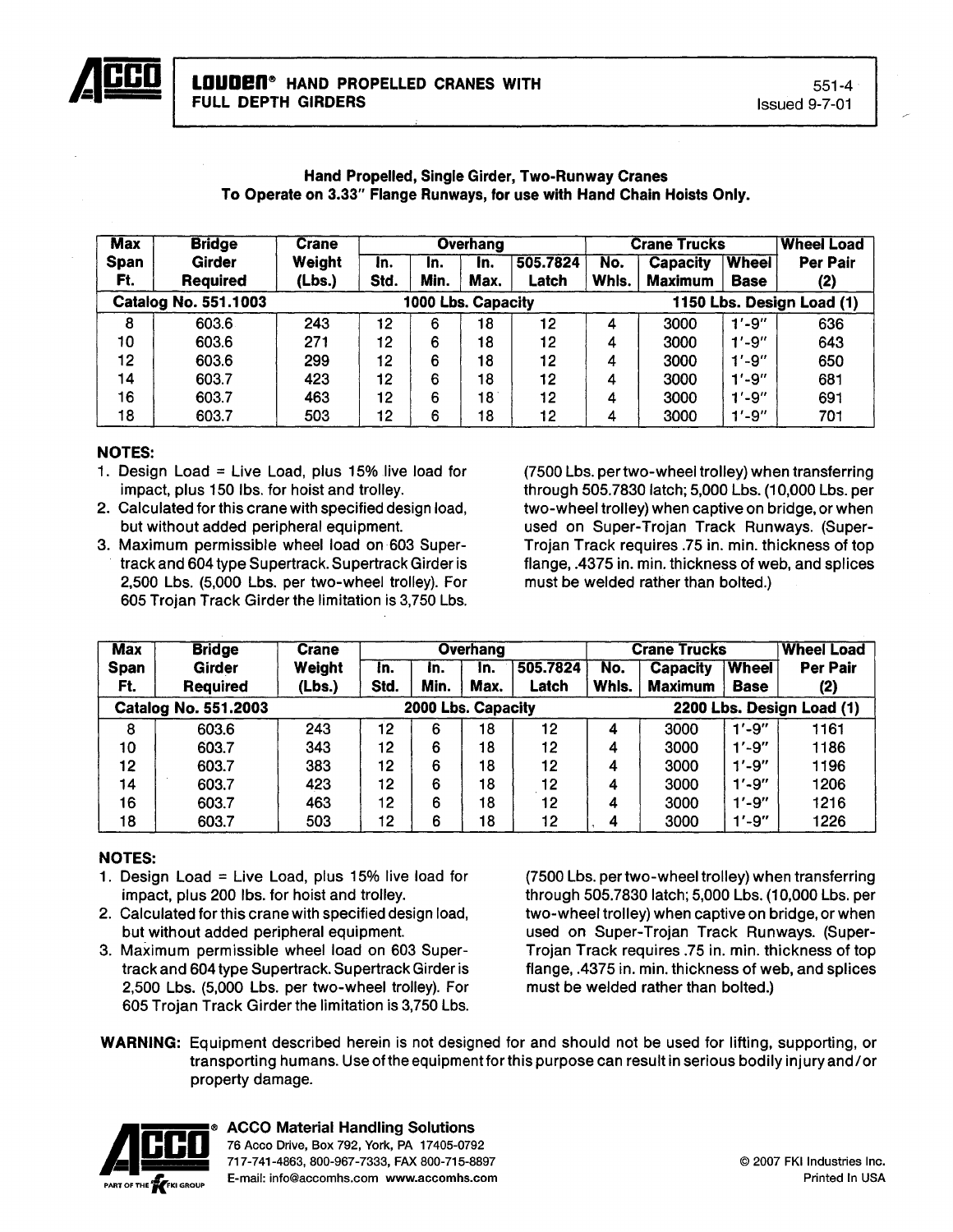# LOUDEN® HAND PROPELLED CRANES WITH FULL DEPTH GIRDERS

551-4
Issued 9-7-01

**Hand Propelled, Single Girder, Two-Runway Cranes**
**To Operate on 3.33" Flange Runways, for use with Hand Chain Hoists Only.**

| Max Span Ft. | Bridge Girder Required | Crane Weight (Lbs.) | Overhang In. Std. | Overhang In. Min. | Overhang In. Max. | Overhang 505.7824 Latch | Crane Trucks No. Whls. | Crane Trucks Capacity Maximum | Crane Trucks Wheel Base | Wheel Load Per Pair (2) |
|---|---|---|---|---|---|---|---|---|---|---|
| **Catalog No. 551.1003** | | | **1000 Lbs. Capacity** | | | | | **1150 Lbs. Design Load (1)** | | |
| 8 | 603.6 | 243 | 12 | 6 | 18 | 12 | 4 | 3000 | 1'-9" | 636 |
| 10 | 603.6 | 271 | 12 | 6 | 18 | 12 | 4 | 3000 | 1'-9" | 643 |
| 12 | 603.6 | 299 | 12 | 6 | 18 | 12 | 4 | 3000 | 1'-9" | 650 |
| 14 | 603.7 | 423 | 12 | 6 | 18 | 12 | 4 | 3000 | 1'-9" | 681 |
| 16 | 603.7 | 463 | 12 | 6 | 18 | 12 | 4 | 3000 | 1'-9" | 691 |
| 18 | 603.7 | 503 | 12 | 6 | 18 | 12 | 4 | 3000 | 1'-9" | 701 |

**NOTES:**

1. Design Load = Live Load, plus 15% live load for impact, plus 150 lbs. for hoist and trolley.
2. Calculated for this crane with specified design load, but without added peripheral equipment.
3. Maximum permissible wheel load on 603 Supertrack and 604 type Supertrack. Supertrack Girder is 2,500 Lbs. (5,000 Lbs. per two-wheel trolley). For 605 Trojan Track Girder the limitation is 3,750 Lbs. (7500 Lbs. per two-wheel trolley) when transferring through 505.7830 latch; 5,000 Lbs. (10,000 Lbs. per two-wheel trolley) when captive on bridge, or when used on Super-Trojan Track Runways. (Super-Trojan Track requires .75 in. min. thickness of top flange, .4375 in. min. thickness of web, and splices must be welded rather than bolted.)

| Max Span Ft. | Bridge Girder Required | Crane Weight (Lbs.) | Overhang In. Std. | Overhang In. Min. | Overhang In. Max. | Overhang 505.7824 Latch | Crane Trucks No. Whls. | Crane Trucks Capacity Maximum | Crane Trucks Wheel Base | Wheel Load Per Pair (2) |
|---|---|---|---|---|---|---|---|---|---|---|
| **Catalog No. 551.2003** | | | **2000 Lbs. Capacity** | | | | | **2200 Lbs. Design Load (1)** | | |
| 8 | 603.6 | 243 | 12 | 6 | 18 | 12 | 4 | 3000 | 1'-9" | 1161 |
| 10 | 603.7 | 343 | 12 | 6 | 18 | 12 | 4 | 3000 | 1'-9" | 1186 |
| 12 | 603.7 | 383 | 12 | 6 | 18 | 12 | 4 | 3000 | 1'-9" | 1196 |
| 14 | 603.7 | 423 | 12 | 6 | 18 | 12 | 4 | 3000 | 1'-9" | 1206 |
| 16 | 603.7 | 463 | 12 | 6 | 18 | 12 | 4 | 3000 | 1'-9" | 1216 |
| 18 | 603.7 | 503 | 12 | 6 | 18 | 12 | 4 | 3000 | 1'-9" | 1226 |

**NOTES:**

1. Design Load = Live Load, plus 15% live load for impact, plus 200 lbs. for hoist and trolley.
2. Calculated for this crane with specified design load, but without added peripheral equipment.
3. Maximum permissible wheel load on 603 Supertrack and 604 type Supertrack. Supertrack Girder is 2,500 Lbs. (5,000 Lbs. per two-wheel trolley). For 605 Trojan Track Girder the limitation is 3,750 Lbs. (7500 Lbs. per two-wheel trolley) when transferring through 505.7830 latch; 5,000 Lbs. (10,000 Lbs. per two-wheel trolley) when captive on bridge, or when used on Super-Trojan Track Runways. (Super-Trojan Track requires .75 in. min. thickness of top flange, .4375 in. min. thickness of web, and splices must be welded rather than bolted.)

**WARNING:** Equipment described herein is not designed for and should not be used for lifting, supporting, or transporting humans. Use of the equipment for this purpose can result in serious bodily injury and/or property damage.

**ACCO Material Handling Solutions**
76 Acco Drive, Box 792, York, PA 17405-0792
717-741-4863, 800-967-7333, FAX 800-715-8897
E-mail: info@accomhs.com www.accomhs.com

PART OF THE FKI GROUP

© 2007 FKI Industries Inc.
Printed In USA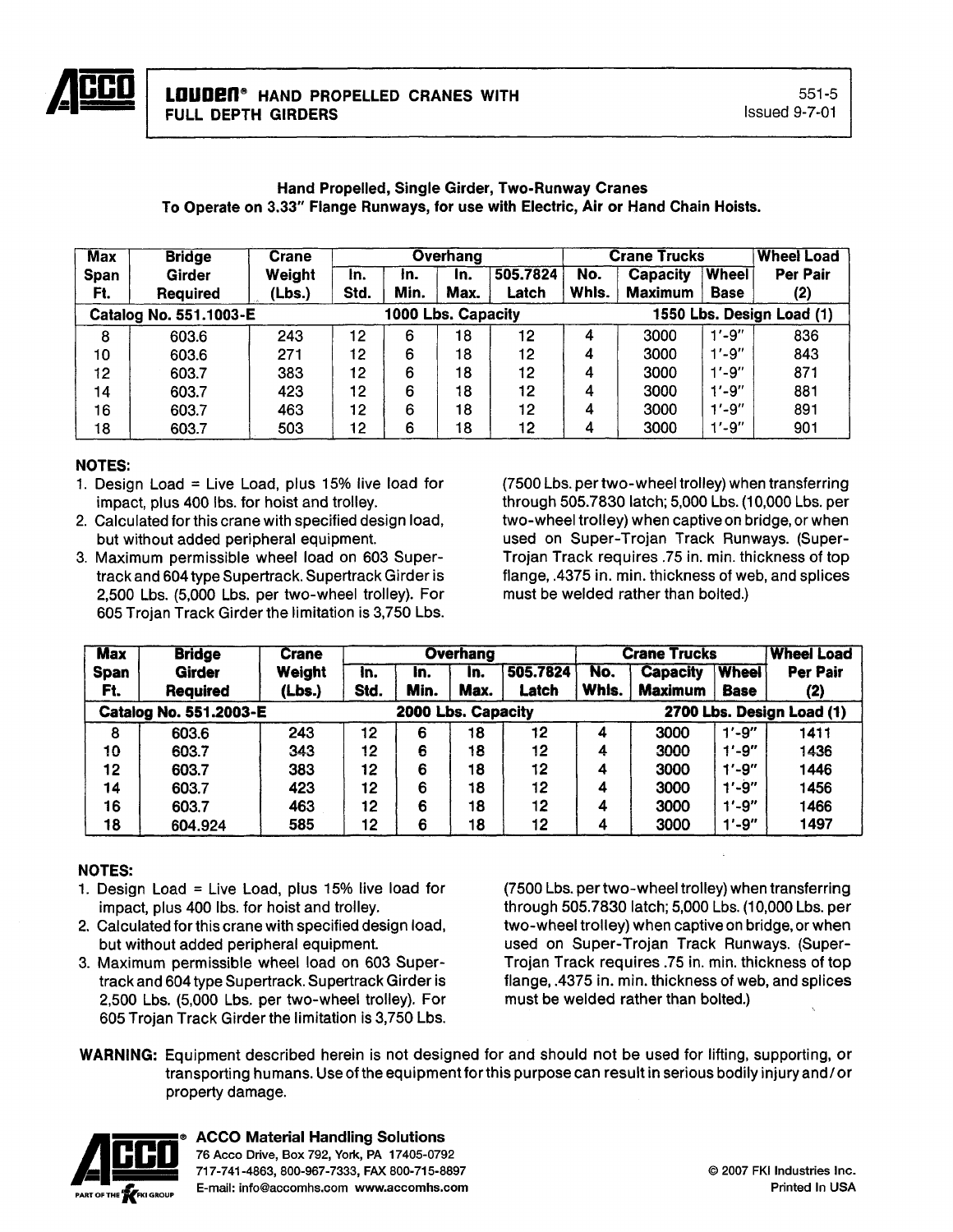# LOUDEN® HAND PROPELLED CRANES WITH FULL DEPTH GIRDERS

551-5
Issued 9-7-01

### Hand Propelled, Single Girder, Two-Runway Cranes
### To Operate on 3.33" Flange Runways, for use with Electric, Air or Hand Chain Hoists.

| Max Span Ft. | Bridge Girder Required | Crane Weight (Lbs.) | Overhang In. Std. | Overhang In. Min. | Overhang In. Max. | Overhang 505.7824 Latch | Crane Trucks No. Whls. | Crane Trucks Capacity Maximum | Crane Trucks Wheel Base | Wheel Load Per Pair (2) |
|---|---|---|---|---|---|---|---|---|---|---|
| Catalog No. 551.1003-E | | | 1000 Lbs. Capacity | | | | | 1550 Lbs. Design Load (1) | | |
| 8 | 603.6 | 243 | 12 | 6 | 18 | 12 | 4 | 3000 | 1'-9" | 836 |
| 10 | 603.6 | 271 | 12 | 6 | 18 | 12 | 4 | 3000 | 1'-9" | 843 |
| 12 | 603.7 | 383 | 12 | 6 | 18 | 12 | 4 | 3000 | 1'-9" | 871 |
| 14 | 603.7 | 423 | 12 | 6 | 18 | 12 | 4 | 3000 | 1'-9" | 881 |
| 16 | 603.7 | 463 | 12 | 6 | 18 | 12 | 4 | 3000 | 1'-9" | 891 |
| 18 | 603.7 | 503 | 12 | 6 | 18 | 12 | 4 | 3000 | 1'-9" | 901 |

**NOTES:**

1. Design Load = Live Load, plus 15% live load for impact, plus 400 lbs. for hoist and trolley.
2. Calculated for this crane with specified design load, but without added peripheral equipment.
3. Maximum permissible wheel load on 603 Supertrack and 604 type Supertrack. Supertrack Girder is 2,500 Lbs. (5,000 Lbs. per two-wheel trolley). For 605 Trojan Track Girder the limitation is 3,750 Lbs. (7500 Lbs. per two-wheel trolley) when transferring through 505.7830 latch; 5,000 Lbs. (10,000 Lbs. per two-wheel trolley) when captive on bridge, or when used on Super-Trojan Track Runways. (Super-Trojan Track requires .75 in. min. thickness of top flange, .4375 in. min. thickness of web, and splices must be welded rather than bolted.)

| Max Span Ft. | Bridge Girder Required | Crane Weight (Lbs.) | Overhang In. Std. | Overhang In. Min. | Overhang In. Max. | Overhang 505.7824 Latch | Crane Trucks No. Whls. | Crane Trucks Capacity Maximum | Crane Trucks Wheel Base | Wheel Load Per Pair (2) |
|---|---|---|---|---|---|---|---|---|---|---|
| Catalog No. 551.2003-E | | | 2000 Lbs. Capacity | | | | | 2700 Lbs. Design Load (1) | | |
| 8 | 603.6 | 243 | 12 | 6 | 18 | 12 | 4 | 3000 | 1'-9" | 1411 |
| 10 | 603.7 | 343 | 12 | 6 | 18 | 12 | 4 | 3000 | 1'-9" | 1436 |
| 12 | 603.7 | 383 | 12 | 6 | 18 | 12 | 4 | 3000 | 1'-9" | 1446 |
| 14 | 603.7 | 423 | 12 | 6 | 18 | 12 | 4 | 3000 | 1'-9" | 1456 |
| 16 | 603.7 | 463 | 12 | 6 | 18 | 12 | 4 | 3000 | 1'-9" | 1466 |
| 18 | 604.924 | 585 | 12 | 6 | 18 | 12 | 4 | 3000 | 1'-9" | 1497 |

**NOTES:**

1. Design Load = Live Load, plus 15% live load for impact, plus 400 lbs. for hoist and trolley.
2. Calculated for this crane with specified design load, but without added peripheral equipment.
3. Maximum permissible wheel load on 603 Supertrack and 604 type Supertrack. Supertrack Girder is 2,500 Lbs. (5,000 Lbs. per two-wheel trolley). For 605 Trojan Track Girder the limitation is 3,750 Lbs. (7500 Lbs. per two-wheel trolley) when transferring through 505.7830 latch; 5,000 Lbs. (10,000 Lbs. per two-wheel trolley) when captive on bridge, or when used on Super-Trojan Track Runways. (Super-Trojan Track requires .75 in. min. thickness of top flange, .4375 in. min. thickness of web, and splices must be welded rather than bolted.)

**WARNING:** Equipment described herein is not designed for and should not be used for lifting, supporting, or transporting humans. Use of the equipment for this purpose can result in serious bodily injury and/or property damage.

**ACCO Material Handling Solutions**
76 Acco Drive, Box 792, York, PA 17405-0792
717-741-4863, 800-967-7333, FAX 800-715-8897
E-mail: info@accomhs.com www.accomhs.com

PART OF THE FKI GROUP

© 2007 FKI Industries Inc.
Printed In USA